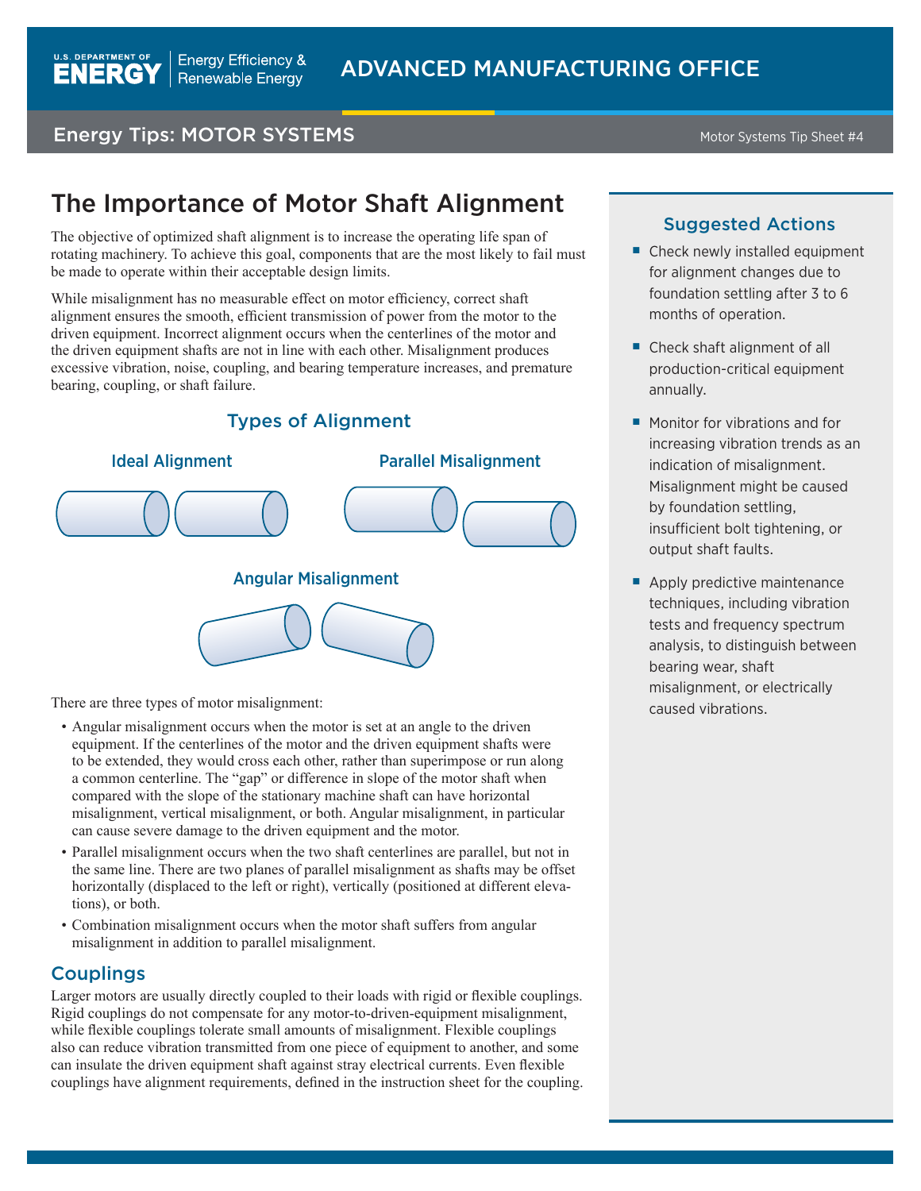ADVANCED MANUFACTURING OFFICE

Energy Tips: MOTOR SYSTEMS

Motor Systems Tip Sheet #4

# The Importance of Motor Shaft Alignment

The objective of optimized shaft alignment is to increase the operating life span of rotating machinery. To achieve this goal, components that are the most likely to fail must be made to operate within their acceptable design limits.

While misalignment has no measurable effect on motor efficiency, correct shaft alignment ensures the smooth, efficient transmission of power from the motor to the driven equipment. Incorrect alignment occurs when the centerlines of the motor and the driven equipment shafts are not in line with each other. Misalignment produces excessive vibration, noise, coupling, and bearing temperature increases, and premature bearing, coupling, or shaft failure.

## Types of Alignment

**Ideal Alignment**

**Parallel Misalignment**

**Angular Misalignment**

There are three types of motor misalignment:

- Angular misalignment occurs when the motor is set at an angle to the driven equipment. If the centerlines of the motor and the driven equipment shafts were to be extended, they would cross each other, rather than superimpose or run along a common centerline. The "gap" or difference in slope of the motor shaft when compared with the slope of the stationary machine shaft can have horizontal misalignment, vertical misalignment, or both. Angular misalignment, in particular can cause severe damage to the driven equipment and the motor.
- Parallel misalignment occurs when the two shaft centerlines are parallel, but not in the same line. There are two planes of parallel misalignment as shafts may be offset horizontally (displaced to the left or right), vertically (positioned at different elevations), or both.
- Combination misalignment occurs when the motor shaft suffers from angular misalignment in addition to parallel misalignment.

## Couplings

Larger motors are usually directly coupled to their loads with rigid or flexible couplings. Rigid couplings do not compensate for any motor-to-driven-equipment misalignment, while flexible couplings tolerate small amounts of misalignment. Flexible couplings also can reduce vibration transmitted from one piece of equipment to another, and some can insulate the driven equipment shaft against stray electrical currents. Even flexible couplings have alignment requirements, defined in the instruction sheet for the coupling.

## Suggested Actions

- Check newly installed equipment for alignment changes due to foundation settling after 3 to 6 months of operation.
- Check shaft alignment of all production-critical equipment annually.
- Monitor for vibrations and for increasing vibration trends as an indication of misalignment. Misalignment might be caused by foundation settling, insufficient bolt tightening, or output shaft faults.
- Apply predictive maintenance techniques, including vibration tests and frequency spectrum analysis, to distinguish between bearing wear, shaft misalignment, or electrically caused vibrations.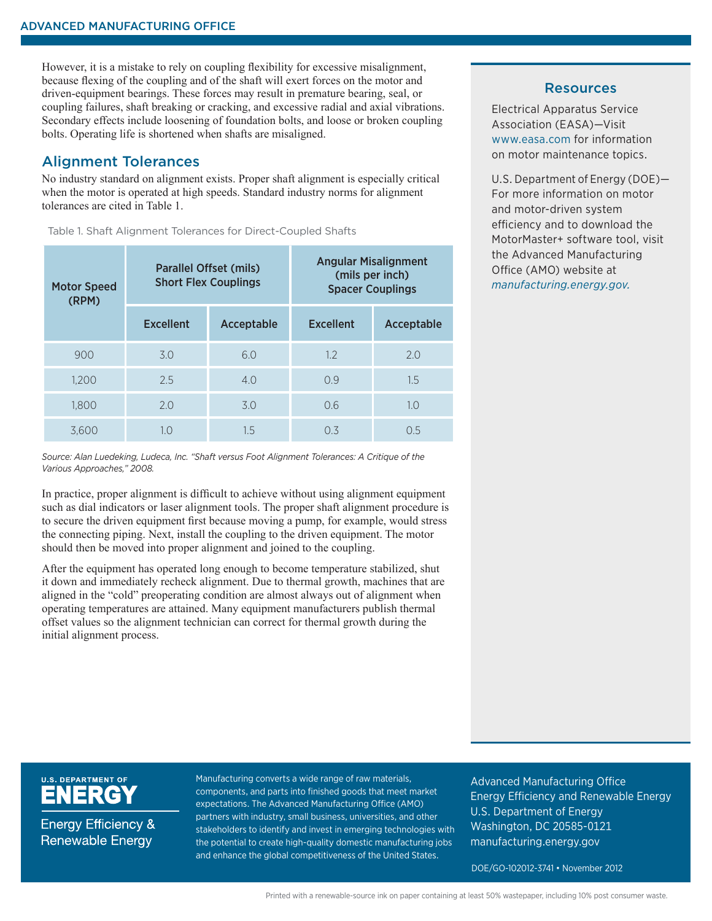However, it is a mistake to rely on coupling flexibility for excessive misalignment, because flexing of the coupling and of the shaft will exert forces on the motor and driven-equipment bearings. These forces may result in premature bearing, seal, or coupling failures, shaft breaking or cracking, and excessive radial and axial vibrations. Secondary effects include loosening of foundation bolts, and loose or broken coupling bolts. Operating life is shortened when shafts are misaligned.

## Alignment Tolerances

No industry standard on alignment exists. Proper shaft alignment is especially critical when the motor is operated at high speeds. Standard industry norms for alignment tolerances are cited in Table 1.

Table 1. Shaft Alignment Tolerances for Direct-Coupled Shafts

| Motor Speed (RPM) | Parallel Offset (mils) Short Flex Couplings | | Angular Misalignment (mils per inch) Spacer Couplings | |
|---|---|---|---|---|
| | Excellent | Acceptable | Excellent | Acceptable |
| 900 | 3.0 | 6.0 | 1.2 | 2.0 |
| 1,200 | 2.5 | 4.0 | 0.9 | 1.5 |
| 1,800 | 2.0 | 3.0 | 0.6 | 1.0 |
| 3,600 | 1.0 | 1.5 | 0.3 | 0.5 |

*Source: Alan Luedeking, Ludeca, Inc. "Shaft versus Foot Alignment Tolerances: A Critique of the Various Approaches," 2008.*

In practice, proper alignment is difficult to achieve without using alignment equipment such as dial indicators or laser alignment tools. The proper shaft alignment procedure is to secure the driven equipment first because moving a pump, for example, would stress the connecting piping. Next, install the coupling to the driven equipment. The motor should then be moved into proper alignment and joined to the coupling.

After the equipment has operated long enough to become temperature stabilized, shut it down and immediately recheck alignment. Due to thermal growth, machines that are aligned in the "cold" preoperating condition are almost always out of alignment when operating temperatures are attained. Many equipment manufacturers publish thermal offset values so the alignment technician can correct for thermal growth during the initial alignment process.

### Resources

Electrical Apparatus Service Association (EASA)—Visit www.easa.com for information on motor maintenance topics.

U.S. Department of Energy (DOE)—For more information on motor and motor-driven system efficiency and to download the MotorMaster+ software tool, visit the Advanced Manufacturing Office (AMO) website at *manufacturing.energy.gov.*

U.S. DEPARTMENT OF ENERGY

Energy Efficiency & Renewable Energy

Manufacturing converts a wide range of raw materials, components, and parts into finished goods that meet market expectations. The Advanced Manufacturing Office (AMO) partners with industry, small business, universities, and other stakeholders to identify and invest in emerging technologies with the potential to create high-quality domestic manufacturing jobs and enhance the global competitiveness of the United States.

Advanced Manufacturing Office
Energy Efficiency and Renewable Energy
U.S. Department of Energy
Washington, DC 20585-0121
manufacturing.energy.gov

DOE/GO-102012-3741 • November 2012

Printed with a renewable-source ink on paper containing at least 50% wastepaper, including 10% post consumer waste.